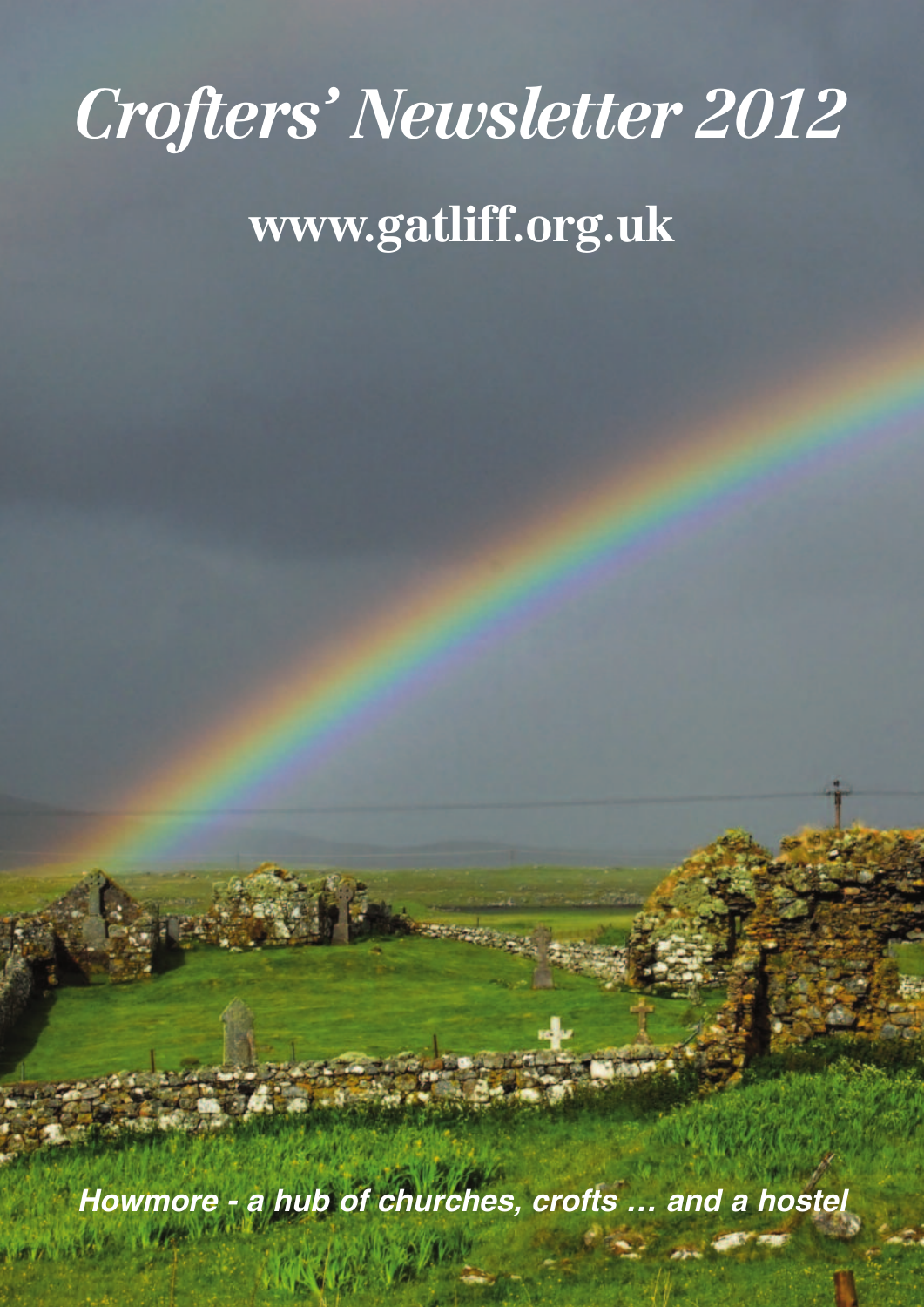# *Crofters' Newsletter 2012*

## www.gatliff.org.uk

***Howmore - a hub of churches, crofts ... and a hostel***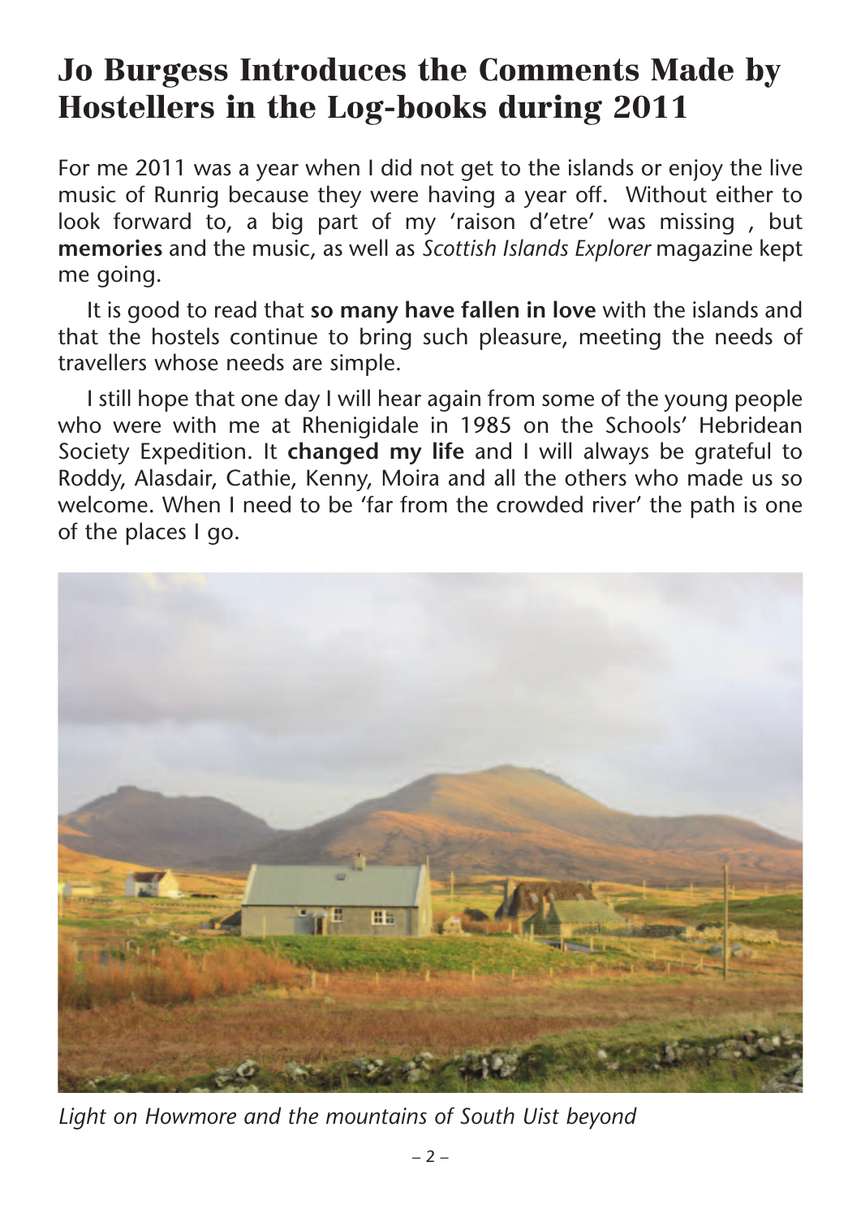# Jo Burgess Introduces the Comments Made by Hostellers in the Log-books during 2011

For me 2011 was a year when I did not get to the islands or enjoy the live music of Runrig because they were having a year off. Without either to look forward to, a big part of my 'raison d'etre' was missing , but **memories** and the music, as well as *Scottish Islands Explorer* magazine kept me going.

It is good to read that **so many have fallen in love** with the islands and that the hostels continue to bring such pleasure, meeting the needs of travellers whose needs are simple.

I still hope that one day I will hear again from some of the young people who were with me at Rhenigidale in 1985 on the Schools' Hebridean Society Expedition. It **changed my life** and I will always be grateful to Roddy, Alasdair, Cathie, Kenny, Moira and all the others who made us so welcome. When I need to be 'far from the crowded river' the path is one of the places I go.

*Light on Howmore and the mountains of South Uist beyond*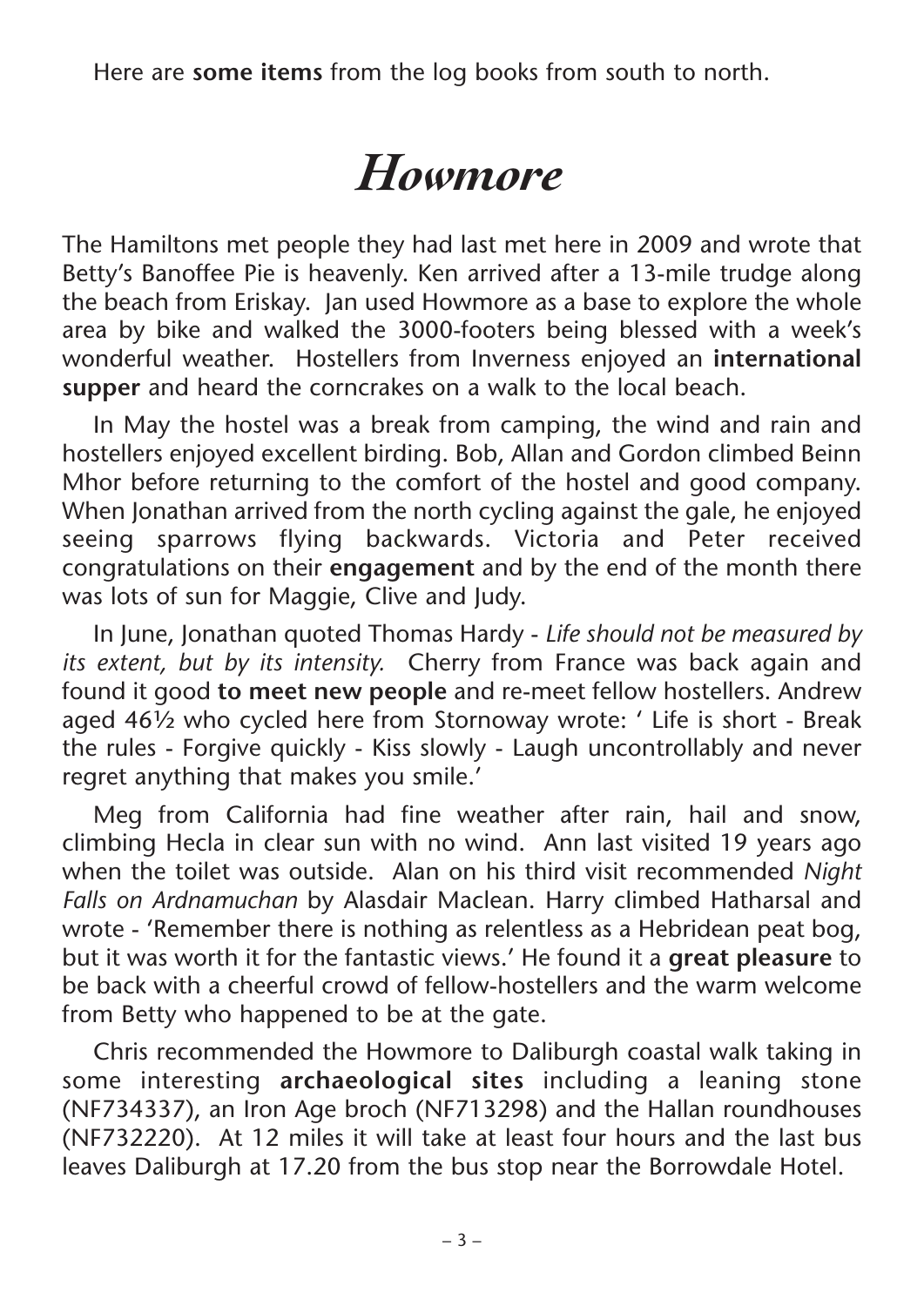Here are **some items** from the log books from south to north.

# *Howmore*

The Hamiltons met people they had last met here in 2009 and wrote that Betty's Banoffee Pie is heavenly. Ken arrived after a 13-mile trudge along the beach from Eriskay. Jan used Howmore as a base to explore the whole area by bike and walked the 3000-footers being blessed with a week's wonderful weather. Hostellers from Inverness enjoyed an **international supper** and heard the corncrakes on a walk to the local beach.

In May the hostel was a break from camping, the wind and rain and hostellers enjoyed excellent birding. Bob, Allan and Gordon climbed Beinn Mhor before returning to the comfort of the hostel and good company. When Jonathan arrived from the north cycling against the gale, he enjoyed seeing sparrows flying backwards. Victoria and Peter received congratulations on their **engagement** and by the end of the month there was lots of sun for Maggie, Clive and Judy.

In June, Jonathan quoted Thomas Hardy - *Life should not be measured by its extent, but by its intensity.* Cherry from France was back again and found it good **to meet new people** and re-meet fellow hostellers. Andrew aged 46½ who cycled here from Stornoway wrote: ' Life is short - Break the rules - Forgive quickly - Kiss slowly - Laugh uncontrollably and never regret anything that makes you smile.'

Meg from California had fine weather after rain, hail and snow, climbing Hecla in clear sun with no wind. Ann last visited 19 years ago when the toilet was outside. Alan on his third visit recommended *Night Falls on Ardnamuchan* by Alasdair Maclean. Harry climbed Hatharsal and wrote - 'Remember there is nothing as relentless as a Hebridean peat bog, but it was worth it for the fantastic views.' He found it a **great pleasure** to be back with a cheerful crowd of fellow-hostellers and the warm welcome from Betty who happened to be at the gate.

Chris recommended the Howmore to Daliburgh coastal walk taking in some interesting **archaeological sites** including a leaning stone (NF734337), an Iron Age broch (NF713298) and the Hallan roundhouses (NF732220). At 12 miles it will take at least four hours and the last bus leaves Daliburgh at 17.20 from the bus stop near the Borrowdale Hotel.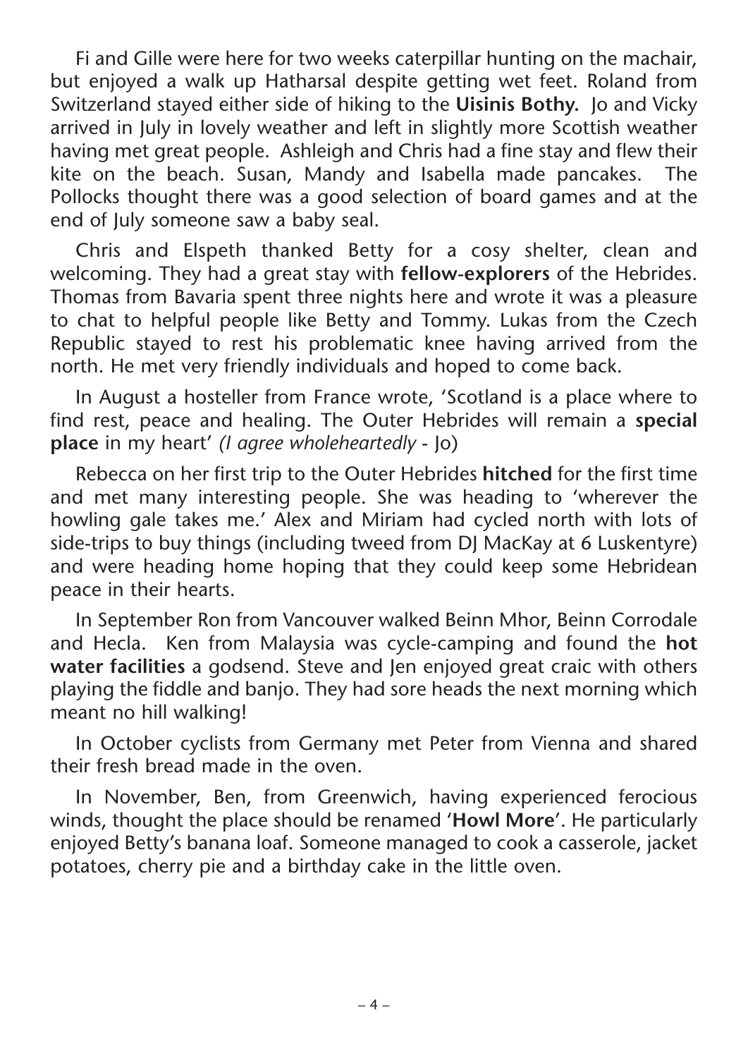Fi and Gille were here for two weeks caterpillar hunting on the machair, but enjoyed a walk up Hatharsal despite getting wet feet. Roland from Switzerland stayed either side of hiking to the **Uisinis Bothy.** Jo and Vicky arrived in July in lovely weather and left in slightly more Scottish weather having met great people. Ashleigh and Chris had a fine stay and flew their kite on the beach. Susan, Mandy and Isabella made pancakes. The Pollocks thought there was a good selection of board games and at the end of July someone saw a baby seal.

Chris and Elspeth thanked Betty for a cosy shelter, clean and welcoming. They had a great stay with **fellow-explorers** of the Hebrides. Thomas from Bavaria spent three nights here and wrote it was a pleasure to chat to helpful people like Betty and Tommy. Lukas from the Czech Republic stayed to rest his problematic knee having arrived from the north. He met very friendly individuals and hoped to come back.

In August a hosteller from France wrote, 'Scotland is a place where to find rest, peace and healing. The Outer Hebrides will remain a **special place** in my heart' *(I agree wholeheartedly* - Jo)

Rebecca on her first trip to the Outer Hebrides **hitched** for the first time and met many interesting people. She was heading to 'wherever the howling gale takes me.' Alex and Miriam had cycled north with lots of side-trips to buy things (including tweed from DJ MacKay at 6 Luskentyre) and were heading home hoping that they could keep some Hebridean peace in their hearts.

In September Ron from Vancouver walked Beinn Mhor, Beinn Corrodale and Hecla. Ken from Malaysia was cycle-camping and found the **hot water facilities** a godsend. Steve and Jen enjoyed great craic with others playing the fiddle and banjo. They had sore heads the next morning which meant no hill walking!

In October cyclists from Germany met Peter from Vienna and shared their fresh bread made in the oven.

In November, Ben, from Greenwich, having experienced ferocious winds, thought the place should be renamed '**Howl More**'. He particularly enjoyed Betty's banana loaf. Someone managed to cook a casserole, jacket potatoes, cherry pie and a birthday cake in the little oven.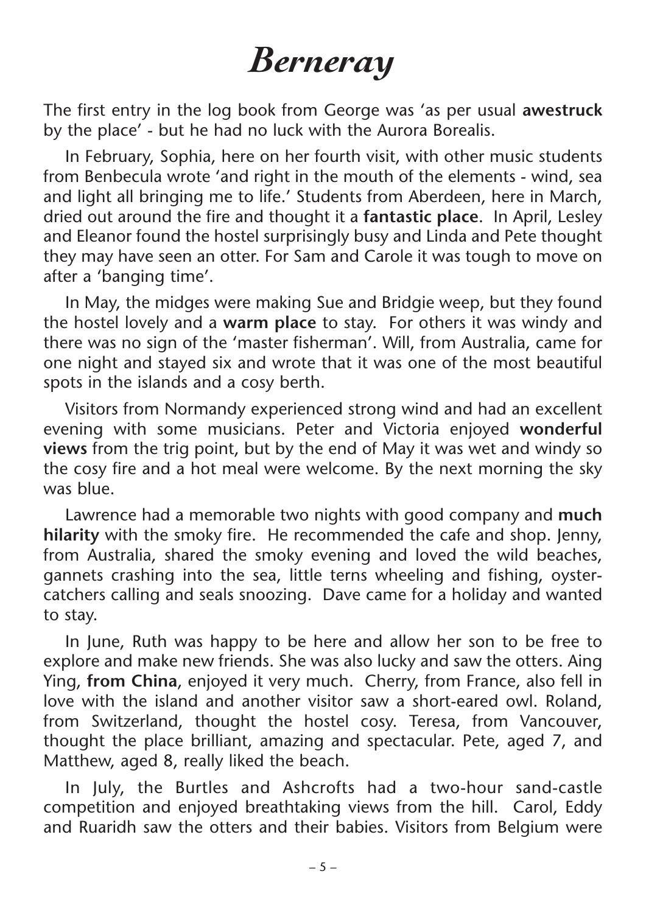# *Berneray*

The first entry in the log book from George was 'as per usual **awestruck** by the place' - but he had no luck with the Aurora Borealis.

In February, Sophia, here on her fourth visit, with other music students from Benbecula wrote 'and right in the mouth of the elements - wind, sea and light all bringing me to life.' Students from Aberdeen, here in March, dried out around the fire and thought it a **fantastic place**. In April, Lesley and Eleanor found the hostel surprisingly busy and Linda and Pete thought they may have seen an otter. For Sam and Carole it was tough to move on after a 'banging time'.

In May, the midges were making Sue and Bridgie weep, but they found the hostel lovely and a **warm place** to stay. For others it was windy and there was no sign of the 'master fisherman'. Will, from Australia, came for one night and stayed six and wrote that it was one of the most beautiful spots in the islands and a cosy berth.

Visitors from Normandy experienced strong wind and had an excellent evening with some musicians. Peter and Victoria enjoyed **wonderful views** from the trig point, but by the end of May it was wet and windy so the cosy fire and a hot meal were welcome. By the next morning the sky was blue.

Lawrence had a memorable two nights with good company and **much hilarity** with the smoky fire. He recommended the cafe and shop. Jenny, from Australia, shared the smoky evening and loved the wild beaches, gannets crashing into the sea, little terns wheeling and fishing, oyster-catchers calling and seals snoozing. Dave came for a holiday and wanted to stay.

In June, Ruth was happy to be here and allow her son to be free to explore and make new friends. She was also lucky and saw the otters. Aing Ying, **from China**, enjoyed it very much. Cherry, from France, also fell in love with the island and another visitor saw a short-eared owl. Roland, from Switzerland, thought the hostel cosy. Teresa, from Vancouver, thought the place brilliant, amazing and spectacular. Pete, aged 7, and Matthew, aged 8, really liked the beach.

In July, the Burtles and Ashcrofts had a two-hour sand-castle competition and enjoyed breathtaking views from the hill. Carol, Eddy and Ruaridh saw the otters and their babies. Visitors from Belgium were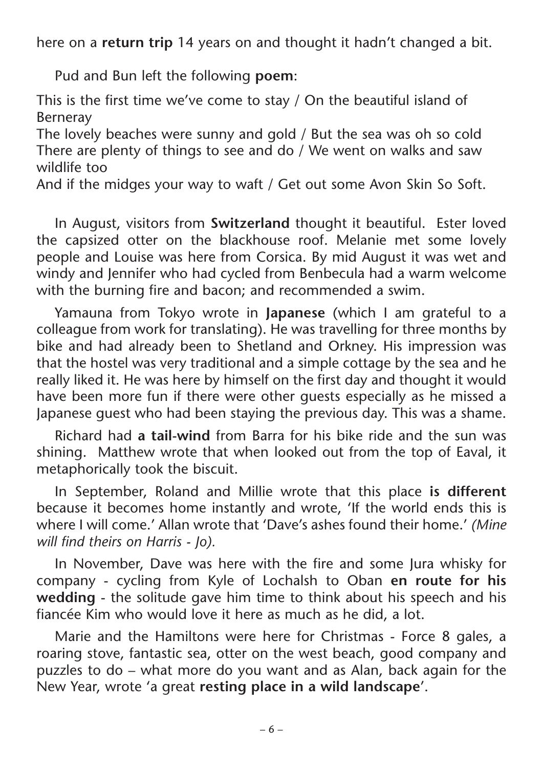here on a **return trip** 14 years on and thought it hadn't changed a bit.

Pud and Bun left the following **poem**:

This is the first time we've come to stay / On the beautiful island of Berneray
The lovely beaches were sunny and gold / But the sea was oh so cold
There are plenty of things to see and do / We went on walks and saw wildlife too
And if the midges your way to waft / Get out some Avon Skin So Soft.

In August, visitors from **Switzerland** thought it beautiful. Ester loved the capsized otter on the blackhouse roof. Melanie met some lovely people and Louise was here from Corsica. By mid August it was wet and windy and Jennifer who had cycled from Benbecula had a warm welcome with the burning fire and bacon; and recommended a swim.

Yamauna from Tokyo wrote in **Japanese** (which I am grateful to a colleague from work for translating). He was travelling for three months by bike and had already been to Shetland and Orkney. His impression was that the hostel was very traditional and a simple cottage by the sea and he really liked it. He was here by himself on the first day and thought it would have been more fun if there were other guests especially as he missed a Japanese guest who had been staying the previous day. This was a shame.

Richard had **a tail-wind** from Barra for his bike ride and the sun was shining. Matthew wrote that when looked out from the top of Eaval, it metaphorically took the biscuit.

In September, Roland and Millie wrote that this place **is different** because it becomes home instantly and wrote, 'If the world ends this is where I will come.' Allan wrote that 'Dave's ashes found their home.' *(Mine will find theirs on Harris - Jo).*

In November, Dave was here with the fire and some Jura whisky for company - cycling from Kyle of Lochalsh to Oban **en route for his wedding** - the solitude gave him time to think about his speech and his fiancée Kim who would love it here as much as he did, a lot.

Marie and the Hamiltons were here for Christmas - Force 8 gales, a roaring stove, fantastic sea, otter on the west beach, good company and puzzles to do – what more do you want and as Alan, back again for the New Year, wrote 'a great **resting place in a wild landscape**'.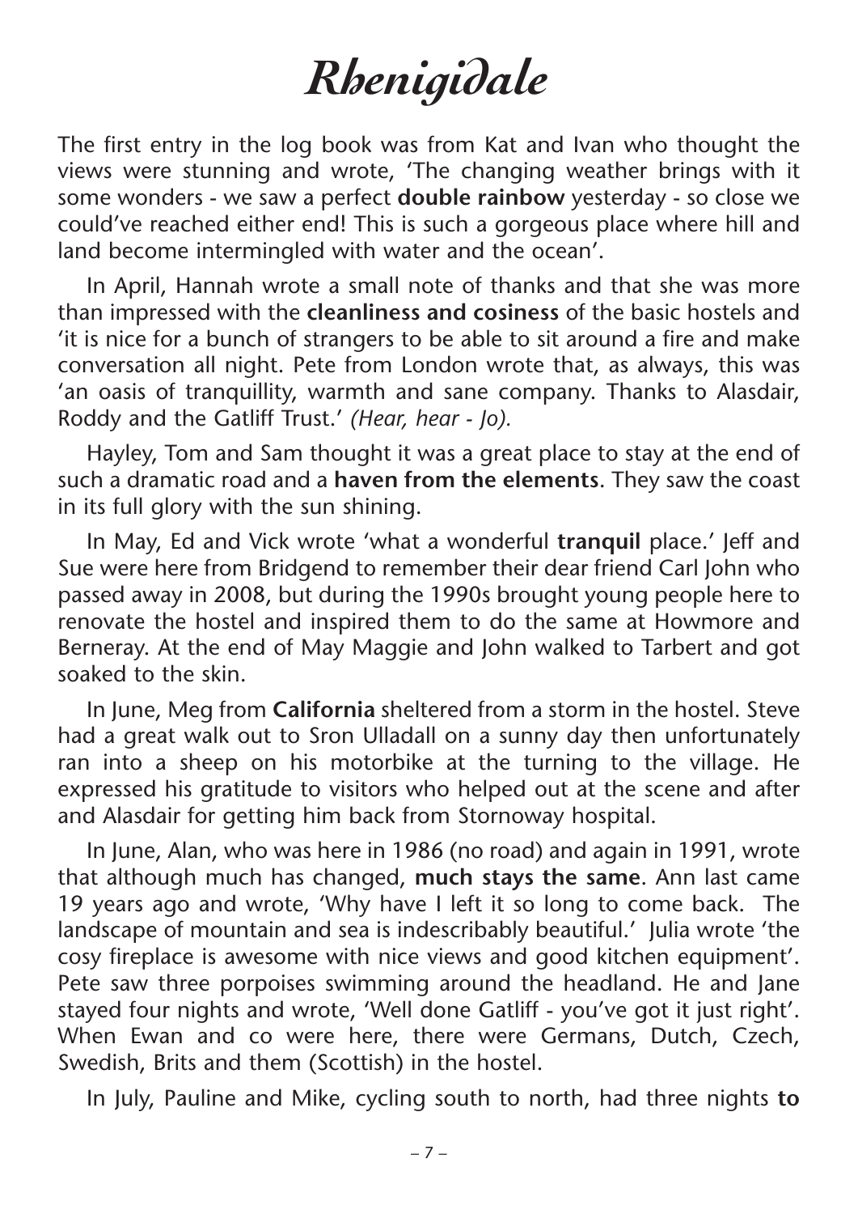# *Rhenigidale*

The first entry in the log book was from Kat and Ivan who thought the views were stunning and wrote, 'The changing weather brings with it some wonders - we saw a perfect **double rainbow** yesterday - so close we could've reached either end! This is such a gorgeous place where hill and land become intermingled with water and the ocean'.

In April, Hannah wrote a small note of thanks and that she was more than impressed with the **cleanliness and cosiness** of the basic hostels and 'it is nice for a bunch of strangers to be able to sit around a fire and make conversation all night. Pete from London wrote that, as always, this was 'an oasis of tranquillity, warmth and sane company. Thanks to Alasdair, Roddy and the Gatliff Trust.' *(Hear, hear - Jo).*

Hayley, Tom and Sam thought it was a great place to stay at the end of such a dramatic road and a **haven from the elements**. They saw the coast in its full glory with the sun shining.

In May, Ed and Vick wrote 'what a wonderful **tranquil** place.' Jeff and Sue were here from Bridgend to remember their dear friend Carl John who passed away in 2008, but during the 1990s brought young people here to renovate the hostel and inspired them to do the same at Howmore and Berneray. At the end of May Maggie and John walked to Tarbert and got soaked to the skin.

In June, Meg from **California** sheltered from a storm in the hostel. Steve had a great walk out to Sron Ulladall on a sunny day then unfortunately ran into a sheep on his motorbike at the turning to the village. He expressed his gratitude to visitors who helped out at the scene and after and Alasdair for getting him back from Stornoway hospital.

In June, Alan, who was here in 1986 (no road) and again in 1991, wrote that although much has changed, **much stays the same**. Ann last came 19 years ago and wrote, 'Why have I left it so long to come back. The landscape of mountain and sea is indescribably beautiful.' Julia wrote 'the cosy fireplace is awesome with nice views and good kitchen equipment'. Pete saw three porpoises swimming around the headland. He and Jane stayed four nights and wrote, 'Well done Gatliff - you've got it just right'. When Ewan and co were here, there were Germans, Dutch, Czech, Swedish, Brits and them (Scottish) in the hostel.

In July, Pauline and Mike, cycling south to north, had three nights **to**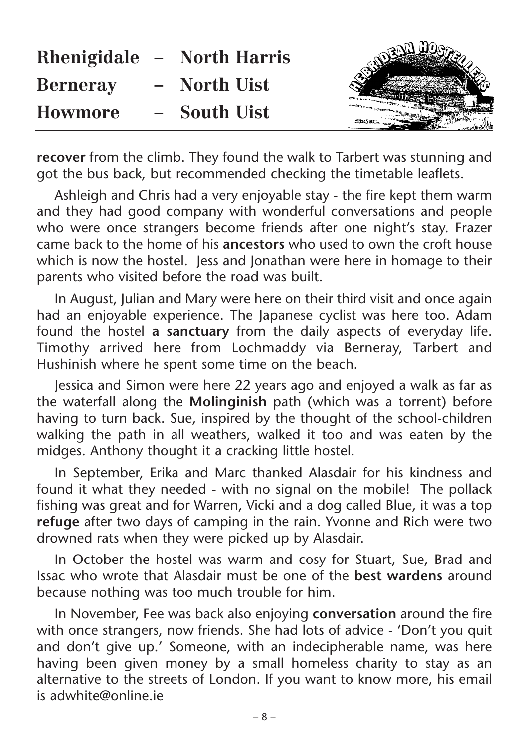**Rhenigidale – North Harris**
**Berneray – North Uist**
**Howmore – South Uist**

**recover** from the climb. They found the walk to Tarbert was stunning and got the bus back, but recommended checking the timetable leaflets.

Ashleigh and Chris had a very enjoyable stay - the fire kept them warm and they had good company with wonderful conversations and people who were once strangers become friends after one night's stay. Frazer came back to the home of his **ancestors** who used to own the croft house which is now the hostel. Jess and Jonathan were here in homage to their parents who visited before the road was built.

In August, Julian and Mary were here on their third visit and once again had an enjoyable experience. The Japanese cyclist was here too. Adam found the hostel **a sanctuary** from the daily aspects of everyday life. Timothy arrived here from Lochmaddy via Berneray, Tarbert and Hushinish where he spent some time on the beach.

Jessica and Simon were here 22 years ago and enjoyed a walk as far as the waterfall along the **Molinginish** path (which was a torrent) before having to turn back. Sue, inspired by the thought of the school-children walking the path in all weathers, walked it too and was eaten by the midges. Anthony thought it a cracking little hostel.

In September, Erika and Marc thanked Alasdair for his kindness and found it what they needed - with no signal on the mobile! The pollack fishing was great and for Warren, Vicki and a dog called Blue, it was a top **refuge** after two days of camping in the rain. Yvonne and Rich were two drowned rats when they were picked up by Alasdair.

In October the hostel was warm and cosy for Stuart, Sue, Brad and Issac who wrote that Alasdair must be one of the **best wardens** around because nothing was too much trouble for him.

In November, Fee was back also enjoying **conversation** around the fire with once strangers, now friends. She had lots of advice - 'Don't you quit and don't give up.' Someone, with an indecipherable name, was here having been given money by a small homeless charity to stay as an alternative to the streets of London. If you want to know more, his email is adwhite@online.ie